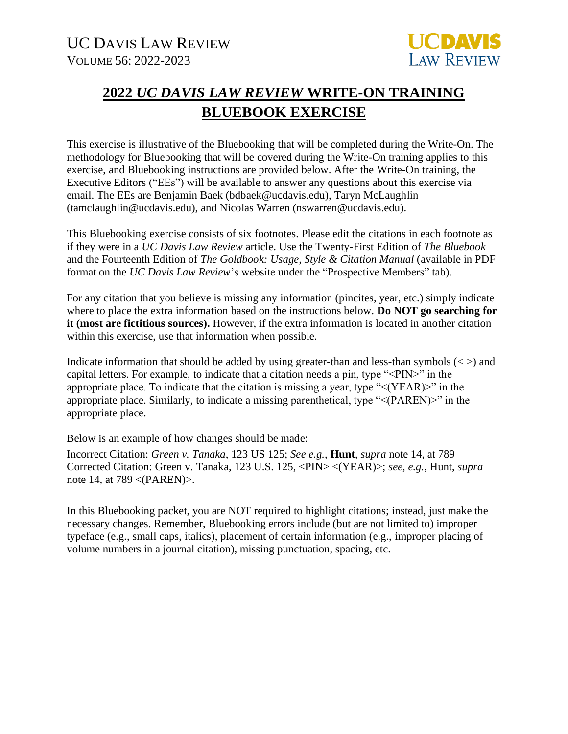UC DAVIS LAW REVIEW
VOLUME 56: 2022-2023

UCDAVIS LAW REVIEW

# **2022 *UC DAVIS LAW REVIEW* WRITE-ON TRAINING BLUEBOOK EXERCISE**

This exercise is illustrative of the Bluebooking that will be completed during the Write-On. The methodology for Bluebooking that will be covered during the Write-On training applies to this exercise, and Bluebooking instructions are provided below. After the Write-On training, the Executive Editors ("EEs") will be available to answer any questions about this exercise via email. The EEs are Benjamin Baek (bdbaek@ucdavis.edu), Taryn McLaughlin (tamclaughlin@ucdavis.edu), and Nicolas Warren (nswarren@ucdavis.edu).

This Bluebooking exercise consists of six footnotes. Please edit the citations in each footnote as if they were in a *UC Davis Law Review* article. Use the Twenty-First Edition of *The Bluebook* and the Fourteenth Edition of *The Goldbook: Usage, Style & Citation Manual* (available in PDF format on the *UC Davis Law Review*'s website under the "Prospective Members" tab).

For any citation that you believe is missing any information (pincites, year, etc.) simply indicate where to place the extra information based on the instructions below. **Do NOT go searching for it (most are fictitious sources).** However, if the extra information is located in another citation within this exercise, use that information when possible.

Indicate information that should be added by using greater-than and less-than symbols (< >) and capital letters. For example, to indicate that a citation needs a pin, type "<PIN>" in the appropriate place. To indicate that the citation is missing a year, type "<(YEAR)>" in the appropriate place. Similarly, to indicate a missing parenthetical, type "<(PAREN)>" in the appropriate place.

Below is an example of how changes should be made:

Incorrect Citation: *Green v. Tanaka*, 123 US 125; *See e.g.*, **Hunt**, *supra* note 14, at 789
Corrected Citation: Green v. Tanaka, 123 U.S. 125, <PIN> <(YEAR)>; *see*, *e.g.*, Hunt, *supra* note 14, at 789 <(PAREN)>.

In this Bluebooking packet, you are NOT required to highlight citations; instead, just make the necessary changes. Remember, Bluebooking errors include (but are not limited to) improper typeface (e.g., small caps, italics), placement of certain information (e.g., improper placing of volume numbers in a journal citation), missing punctuation, spacing, etc.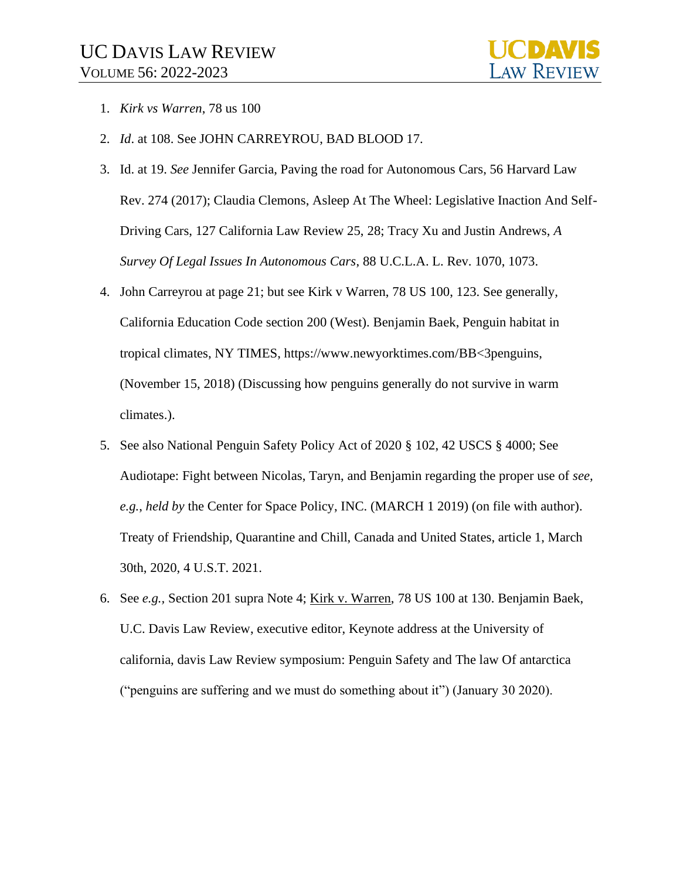1. *Kirk vs Warren*, 78 us 100
2. *Id*. at 108. See JOHN CARREYROU, BAD BLOOD 17.
3. Id. at 19. *See* Jennifer Garcia, Paving the road for Autonomous Cars, 56 Harvard Law Rev. 274 (2017); Claudia Clemons, Asleep At The Wheel: Legislative Inaction And Self-Driving Cars, 127 California Law Review 25, 28; Tracy Xu and Justin Andrews, *A Survey Of Legal Issues In Autonomous Cars*, 88 U.C.L.A. L. Rev. 1070, 1073.
4. John Carreyrou at page 21; but see Kirk v Warren, 78 US 100, 123. See generally, California Education Code section 200 (West). Benjamin Baek, Penguin habitat in tropical climates, NY TIMES, https://www.newyorktimes.com/BB<3penguins, (November 15, 2018) (Discussing how penguins generally do not survive in warm climates.).
5. See also National Penguin Safety Policy Act of 2020 § 102, 42 USCS § 4000; See Audiotape: Fight between Nicolas, Taryn, and Benjamin regarding the proper use of *see, e.g.*, *held by* the Center for Space Policy, INC. (MARCH 1 2019) (on file with author). Treaty of Friendship, Quarantine and Chill, Canada and United States, article 1, March 30th, 2020, 4 U.S.T. 2021.
6. See *e.g.*, Section 201 supra Note 4; <u>Kirk v. Warren</u>, 78 US 100 at 130. Benjamin Baek, U.C. Davis Law Review, executive editor, Keynote address at the University of california, davis Law Review symposium: Penguin Safety and The law Of antarctica ("penguins are suffering and we must do something about it") (January 30 2020).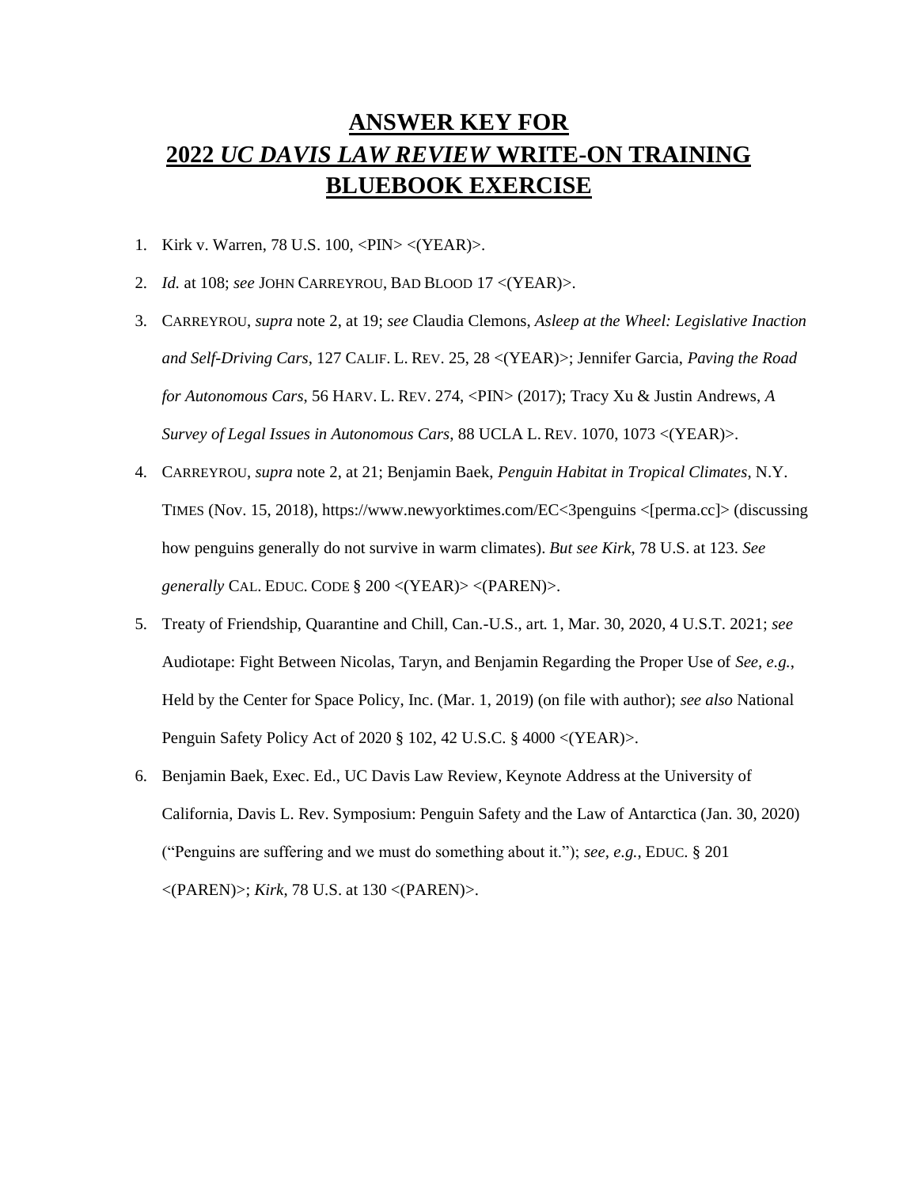# ANSWER KEY FOR 2022 *UC DAVIS LAW REVIEW* WRITE-ON TRAINING BLUEBOOK EXERCISE

1. Kirk v. Warren, 78 U.S. 100, <PIN> <(YEAR)>.

2. *Id.* at 108; *see* JOHN CARREYROU, BAD BLOOD 17 <(YEAR)>.

3. CARREYROU, *supra* note 2, at 19; *see* Claudia Clemons, *Asleep at the Wheel: Legislative Inaction and Self-Driving Cars*, 127 CALIF. L. REV. 25, 28 <(YEAR)>; Jennifer Garcia, *Paving the Road for Autonomous Cars*, 56 HARV. L. REV. 274, <PIN> (2017); Tracy Xu & Justin Andrews, *A Survey of Legal Issues in Autonomous Cars*, 88 UCLA L. REV. 1070, 1073 <(YEAR)>.

4. CARREYROU, *supra* note 2, at 21; Benjamin Baek, *Penguin Habitat in Tropical Climates*, N.Y. TIMES (Nov. 15, 2018), https://www.newyorktimes.com/EC<3penguins <[perma.cc]> (discussing how penguins generally do not survive in warm climates). *But see Kirk*, 78 U.S. at 123. *See generally* CAL. EDUC. CODE § 200 <(YEAR)> <(PAREN)>.

5. Treaty of Friendship, Quarantine and Chill, Can.-U.S., art. 1, Mar. 30, 2020, 4 U.S.T. 2021; *see* Audiotape: Fight Between Nicolas, Taryn, and Benjamin Regarding the Proper Use of *See, e.g.*, Held by the Center for Space Policy, Inc. (Mar. 1, 2019) (on file with author); *see also* National Penguin Safety Policy Act of 2020 § 102, 42 U.S.C. § 4000 <(YEAR)>.

6. Benjamin Baek, Exec. Ed., UC Davis Law Review, Keynote Address at the University of California, Davis L. Rev. Symposium: Penguin Safety and the Law of Antarctica (Jan. 30, 2020) ("Penguins are suffering and we must do something about it."); *see, e.g.*, EDUC. § 201 <(PAREN)>; *Kirk*, 78 U.S. at 130 <(PAREN)>.